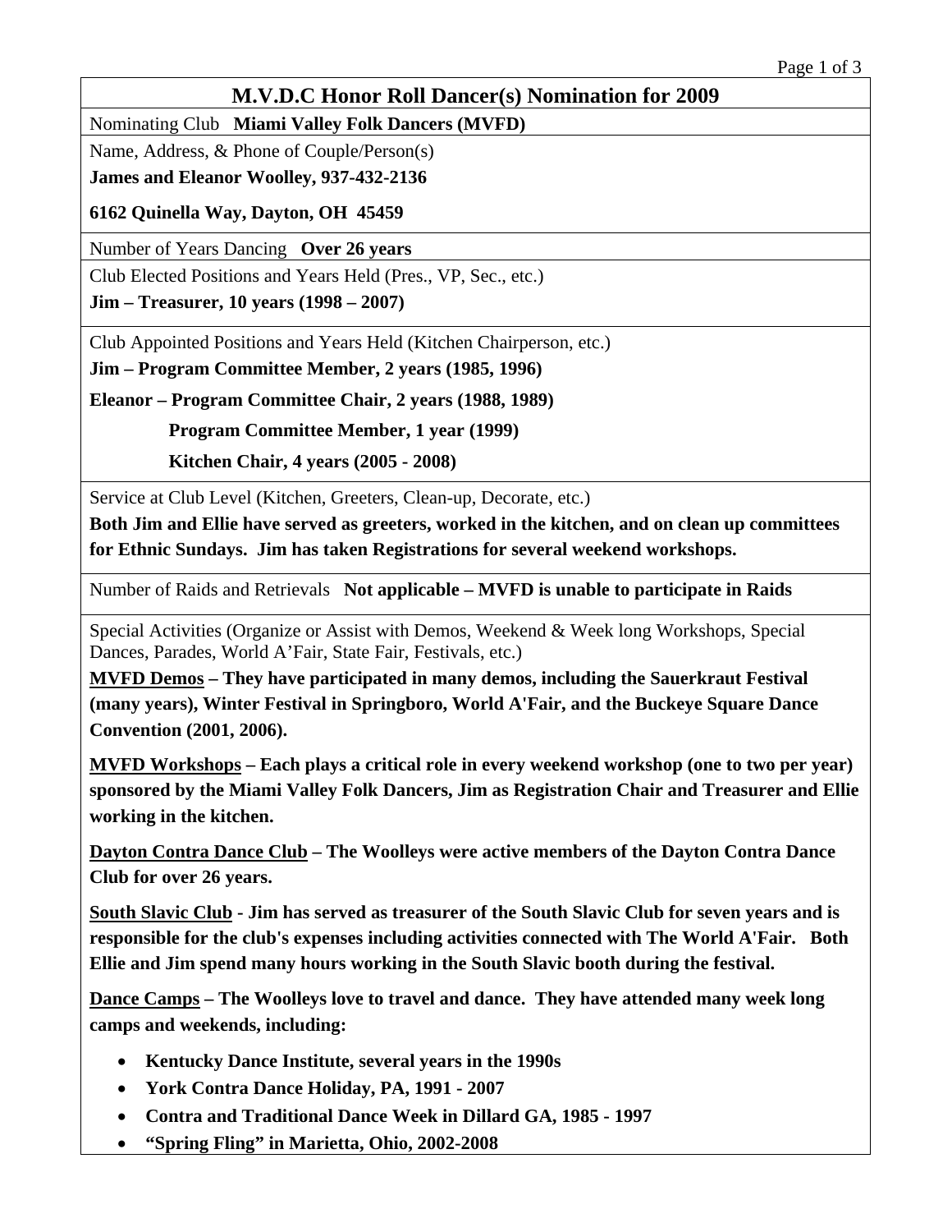# M.V.D.C Honor Roll Dancer(s) Nomination for 2009

Nominating Club **Miami Valley Folk Dancers (MVFD)**

Name, Address, & Phone of Couple/Person(s)

**James and Eleanor Woolley, 937-432-2136**

**6162 Quinella Way, Dayton, OH 45459**

Number of Years Dancing **Over 26 years**

Club Elected Positions and Years Held (Pres., VP, Sec., etc.)

**Jim – Treasurer, 10 years (1998 – 2007)**

Club Appointed Positions and Years Held (Kitchen Chairperson, etc.)

**Jim – Program Committee Member, 2 years (1985, 1996)**

**Eleanor – Program Committee Chair, 2 years (1988, 1989)**

**Program Committee Member, 1 year (1999)**

**Kitchen Chair, 4 years (2005 - 2008)**

Service at Club Level (Kitchen, Greeters, Clean-up, Decorate, etc.)

**Both Jim and Ellie have served as greeters, worked in the kitchen, and on clean up committees for Ethnic Sundays. Jim has taken Registrations for several weekend workshops.**

Number of Raids and Retrievals **Not applicable – MVFD is unable to participate in Raids**

Special Activities (Organize or Assist with Demos, Weekend & Week long Workshops, Special Dances, Parades, World A'Fair, State Fair, Festivals, etc.)

**MVFD Demos – They have participated in many demos, including the Sauerkraut Festival (many years), Winter Festival in Springboro, World A'Fair, and the Buckeye Square Dance Convention (2001, 2006).**

**MVFD Workshops – Each plays a critical role in every weekend workshop (one to two per year) sponsored by the Miami Valley Folk Dancers, Jim as Registration Chair and Treasurer and Ellie working in the kitchen.**

**Dayton Contra Dance Club – The Woolleys were active members of the Dayton Contra Dance Club for over 26 years.**

**South Slavic Club - Jim has served as treasurer of the South Slavic Club for seven years and is responsible for the club's expenses including activities connected with The World A'Fair. Both Ellie and Jim spend many hours working in the South Slavic booth during the festival.**

**Dance Camps – The Woolleys love to travel and dance. They have attended many week long camps and weekends, including:**

- **Kentucky Dance Institute, several years in the 1990s**
- **York Contra Dance Holiday, PA, 1991 - 2007**
- **Contra and Traditional Dance Week in Dillard GA, 1985 - 1997**
- **"Spring Fling" in Marietta, Ohio, 2002-2008**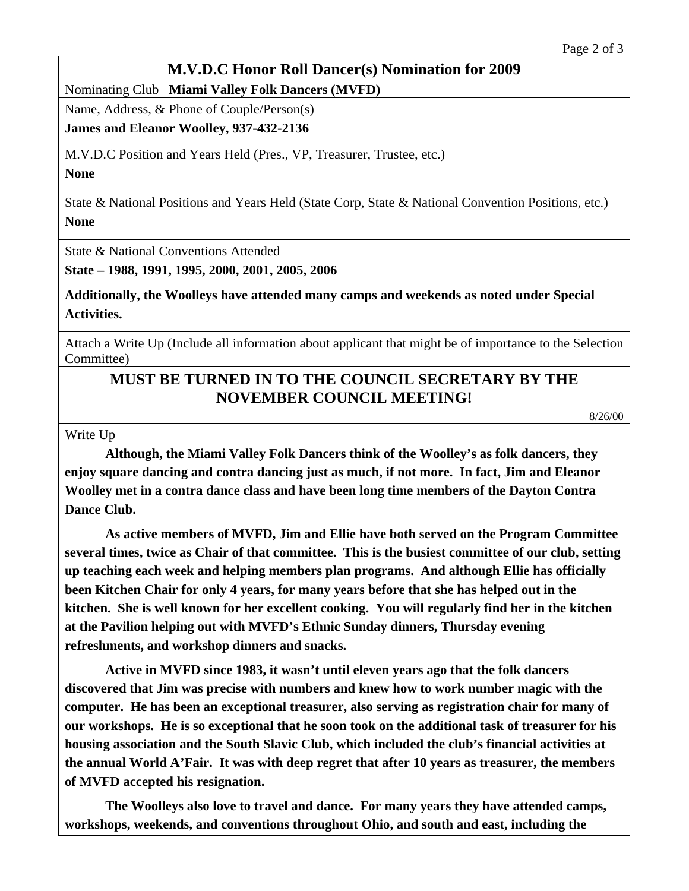## M.V.D.C Honor Roll Dancer(s) Nomination for 2009

Nominating Club **Miami Valley Folk Dancers (MVFD)**

Name, Address, & Phone of Couple/Person(s)

**James and Eleanor Woolley, 937-432-2136**

M.V.D.C Position and Years Held (Pres., VP, Treasurer, Trustee, etc.)

**None**

State & National Positions and Years Held (State Corp, State & National Convention Positions, etc.)

**None**

State & National Conventions Attended

**State – 1988, 1991, 1995, 2000, 2001, 2005, 2006**

**Additionally, the Woolleys have attended many camps and weekends as noted under Special Activities.**

Attach a Write Up (Include all information about applicant that might be of importance to the Selection Committee)

**MUST BE TURNED IN TO THE COUNCIL SECRETARY BY THE NOVEMBER COUNCIL MEETING!**

8/26/00

Write Up

**Although, the Miami Valley Folk Dancers think of the Woolley's as folk dancers, they enjoy square dancing and contra dancing just as much, if not more. In fact, Jim and Eleanor Woolley met in a contra dance class and have been long time members of the Dayton Contra Dance Club.**

**As active members of MVFD, Jim and Ellie have both served on the Program Committee several times, twice as Chair of that committee. This is the busiest committee of our club, setting up teaching each week and helping members plan programs. And although Ellie has officially been Kitchen Chair for only 4 years, for many years before that she has helped out in the kitchen. She is well known for her excellent cooking. You will regularly find her in the kitchen at the Pavilion helping out with MVFD's Ethnic Sunday dinners, Thursday evening refreshments, and workshop dinners and snacks.**

**Active in MVFD since 1983, it wasn't until eleven years ago that the folk dancers discovered that Jim was precise with numbers and knew how to work number magic with the computer. He has been an exceptional treasurer, also serving as registration chair for many of our workshops. He is so exceptional that he soon took on the additional task of treasurer for his housing association and the South Slavic Club, which included the club's financial activities at the annual World A'Fair. It was with deep regret that after 10 years as treasurer, the members of MVFD accepted his resignation.**

**The Woolleys also love to travel and dance. For many years they have attended camps, workshops, weekends, and conventions throughout Ohio, and south and east, including the**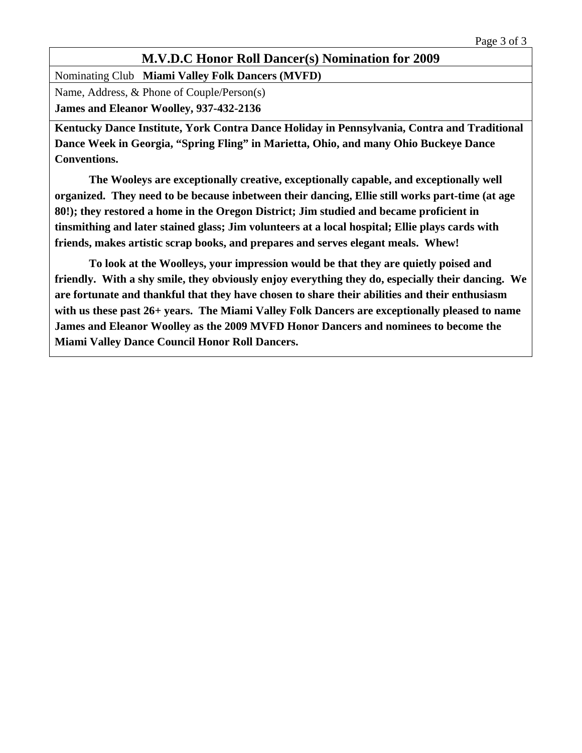## M.V.D.C Honor Roll Dancer(s) Nomination for 2009

Nominating Club **Miami Valley Folk Dancers (MVFD)**

Name, Address, & Phone of Couple/Person(s)

**James and Eleanor Woolley, 937-432-2136**

**Kentucky Dance Institute, York Contra Dance Holiday in Pennsylvania, Contra and Traditional Dance Week in Georgia, "Spring Fling" in Marietta, Ohio, and many Ohio Buckeye Dance Conventions.**

**The Wooleys are exceptionally creative, exceptionally capable, and exceptionally well organized. They need to be because inbetween their dancing, Ellie still works part-time (at age 80!); they restored a home in the Oregon District; Jim studied and became proficient in tinsmithing and later stained glass; Jim volunteers at a local hospital; Ellie plays cards with friends, makes artistic scrap books, and prepares and serves elegant meals. Whew!**

**To look at the Woolleys, your impression would be that they are quietly poised and friendly. With a shy smile, they obviously enjoy everything they do, especially their dancing. We are fortunate and thankful that they have chosen to share their abilities and their enthusiasm with us these past 26+ years. The Miami Valley Folk Dancers are exceptionally pleased to name James and Eleanor Woolley as the 2009 MVFD Honor Dancers and nominees to become the Miami Valley Dance Council Honor Roll Dancers.**